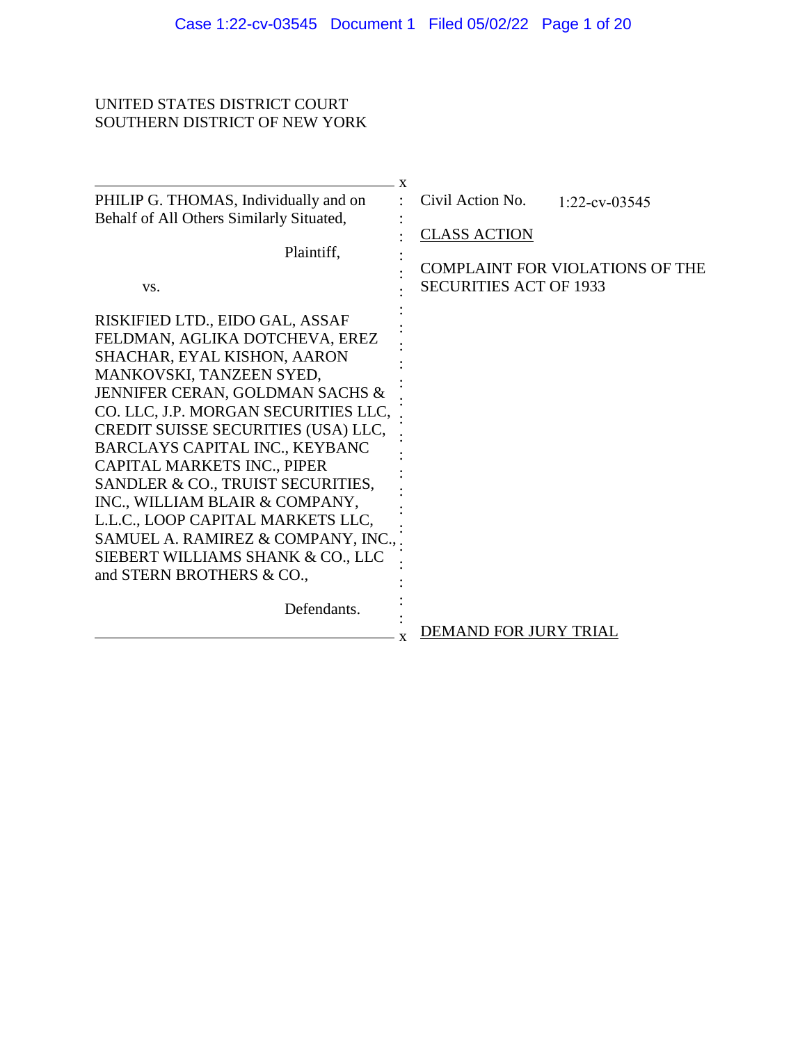UNITED STATES DISTRICT COURT
SOUTHERN DISTRICT OF NEW YORK

| | |
|---|---|
| PHILIP G. THOMAS, Individually and on Behalf of All Others Similarly Situated,<br><br>Plaintiff,<br><br>vs.<br><br>RISKIFIED LTD., EIDO GAL, ASSAF FELDMAN, AGLIKA DOTCHEVA, EREZ SHACHAR, EYAL KISHON, AARON MANKOVSKI, TANZEEN SYED, JENNIFER CERAN, GOLDMAN SACHS & CO. LLC, J.P. MORGAN SECURITIES LLC, CREDIT SUISSE SECURITIES (USA) LLC, BARCLAYS CAPITAL INC., KEYBANC CAPITAL MARKETS INC., PIPER SANDLER & CO., TRUIST SECURITIES, INC., WILLIAM BLAIR & COMPANY, L.L.C., LOOP CAPITAL MARKETS LLC, SAMUEL A. RAMIREZ & COMPANY, INC., SIEBERT WILLIAMS SHANK & CO., LLC and STERN BROTHERS & CO.,<br><br>Defendants. | Civil Action No. 1:22-cv-03545<br><br>CLASS ACTION<br><br>COMPLAINT FOR VIOLATIONS OF THE SECURITIES ACT OF 1933<br><br>DEMAND FOR JURY TRIAL |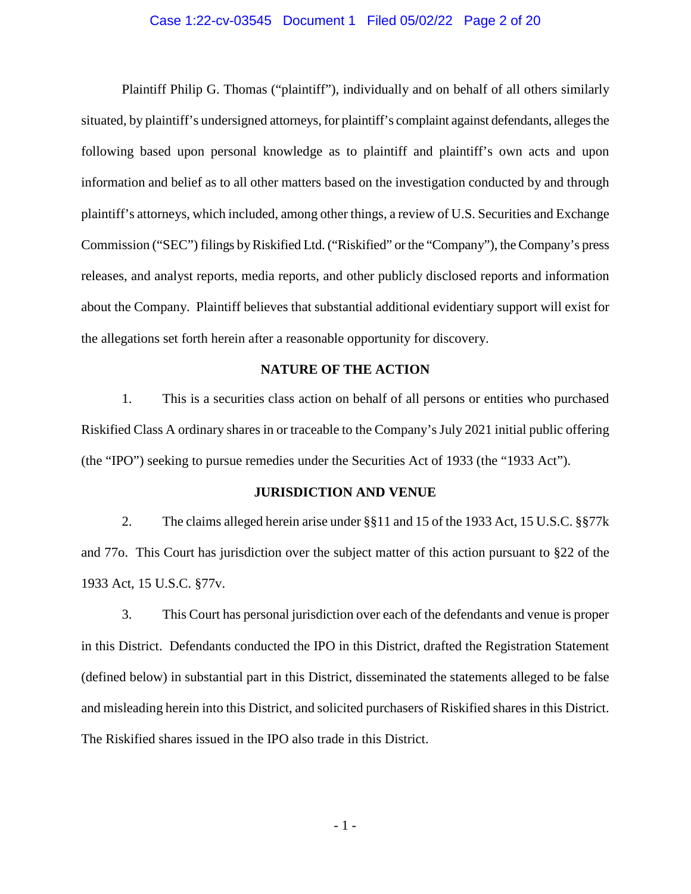Plaintiff Philip G. Thomas ("plaintiff"), individually and on behalf of all others similarly situated, by plaintiff's undersigned attorneys, for plaintiff's complaint against defendants, alleges the following based upon personal knowledge as to plaintiff and plaintiff's own acts and upon information and belief as to all other matters based on the investigation conducted by and through plaintiff's attorneys, which included, among other things, a review of U.S. Securities and Exchange Commission ("SEC") filings by Riskified Ltd. ("Riskified" or the "Company"), the Company's press releases, and analyst reports, media reports, and other publicly disclosed reports and information about the Company. Plaintiff believes that substantial additional evidentiary support will exist for the allegations set forth herein after a reasonable opportunity for discovery.

## NATURE OF THE ACTION

1. This is a securities class action on behalf of all persons or entities who purchased Riskified Class A ordinary shares in or traceable to the Company's July 2021 initial public offering (the "IPO") seeking to pursue remedies under the Securities Act of 1933 (the "1933 Act").

## JURISDICTION AND VENUE

2. The claims alleged herein arise under §§11 and 15 of the 1933 Act, 15 U.S.C. §§77k and 77o. This Court has jurisdiction over the subject matter of this action pursuant to §22 of the 1933 Act, 15 U.S.C. §77v.

3. This Court has personal jurisdiction over each of the defendants and venue is proper in this District. Defendants conducted the IPO in this District, drafted the Registration Statement (defined below) in substantial part in this District, disseminated the statements alleged to be false and misleading herein into this District, and solicited purchasers of Riskified shares in this District. The Riskified shares issued in the IPO also trade in this District.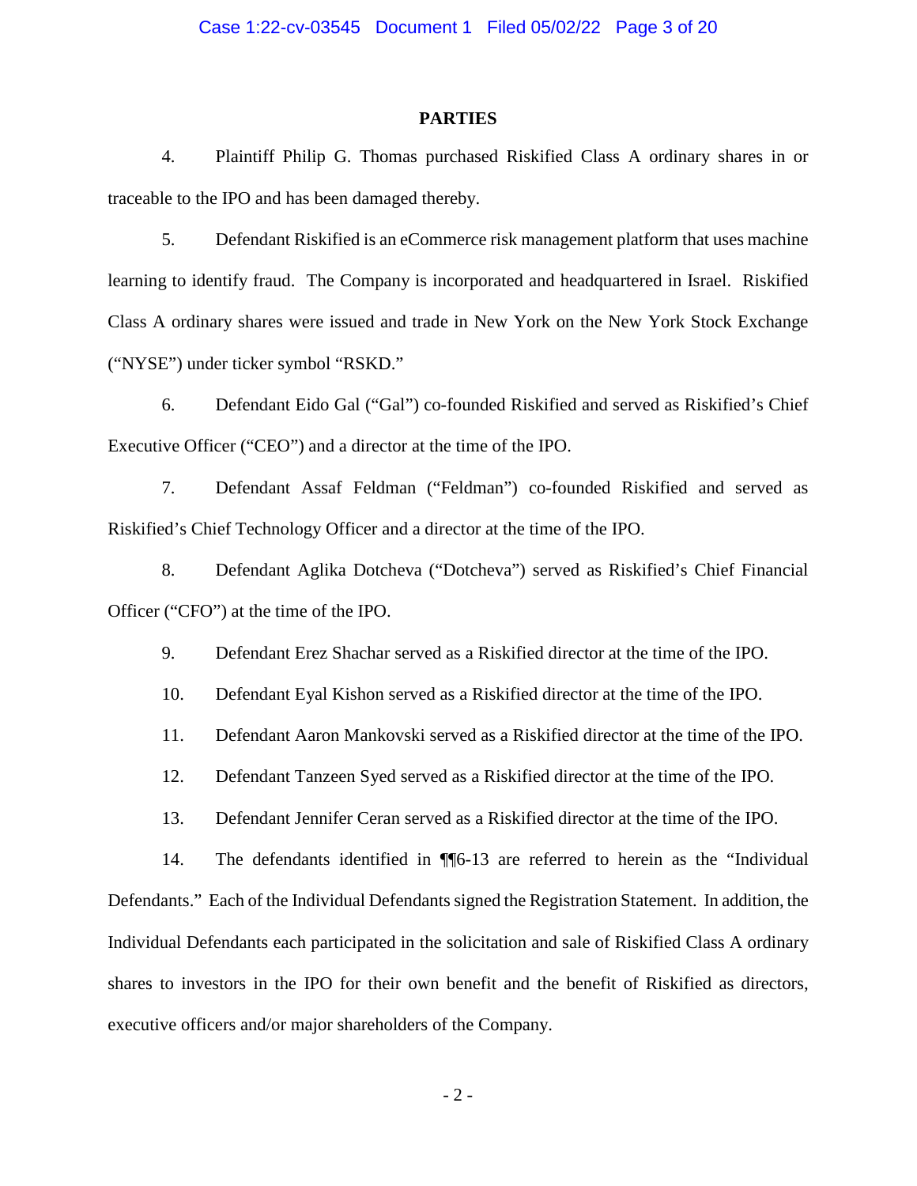## PARTIES

4. Plaintiff Philip G. Thomas purchased Riskified Class A ordinary shares in or traceable to the IPO and has been damaged thereby.

5. Defendant Riskified is an eCommerce risk management platform that uses machine learning to identify fraud. The Company is incorporated and headquartered in Israel. Riskified Class A ordinary shares were issued and trade in New York on the New York Stock Exchange ("NYSE") under ticker symbol "RSKD."

6. Defendant Eido Gal ("Gal") co-founded Riskified and served as Riskified's Chief Executive Officer ("CEO") and a director at the time of the IPO.

7. Defendant Assaf Feldman ("Feldman") co-founded Riskified and served as Riskified's Chief Technology Officer and a director at the time of the IPO.

8. Defendant Aglika Dotcheva ("Dotcheva") served as Riskified's Chief Financial Officer ("CFO") at the time of the IPO.

9. Defendant Erez Shachar served as a Riskified director at the time of the IPO.

10. Defendant Eyal Kishon served as a Riskified director at the time of the IPO.

11. Defendant Aaron Mankovski served as a Riskified director at the time of the IPO.

12. Defendant Tanzeen Syed served as a Riskified director at the time of the IPO.

13. Defendant Jennifer Ceran served as a Riskified director at the time of the IPO.

14. The defendants identified in ¶¶6-13 are referred to herein as the "Individual Defendants." Each of the Individual Defendants signed the Registration Statement. In addition, the Individual Defendants each participated in the solicitation and sale of Riskified Class A ordinary shares to investors in the IPO for their own benefit and the benefit of Riskified as directors, executive officers and/or major shareholders of the Company.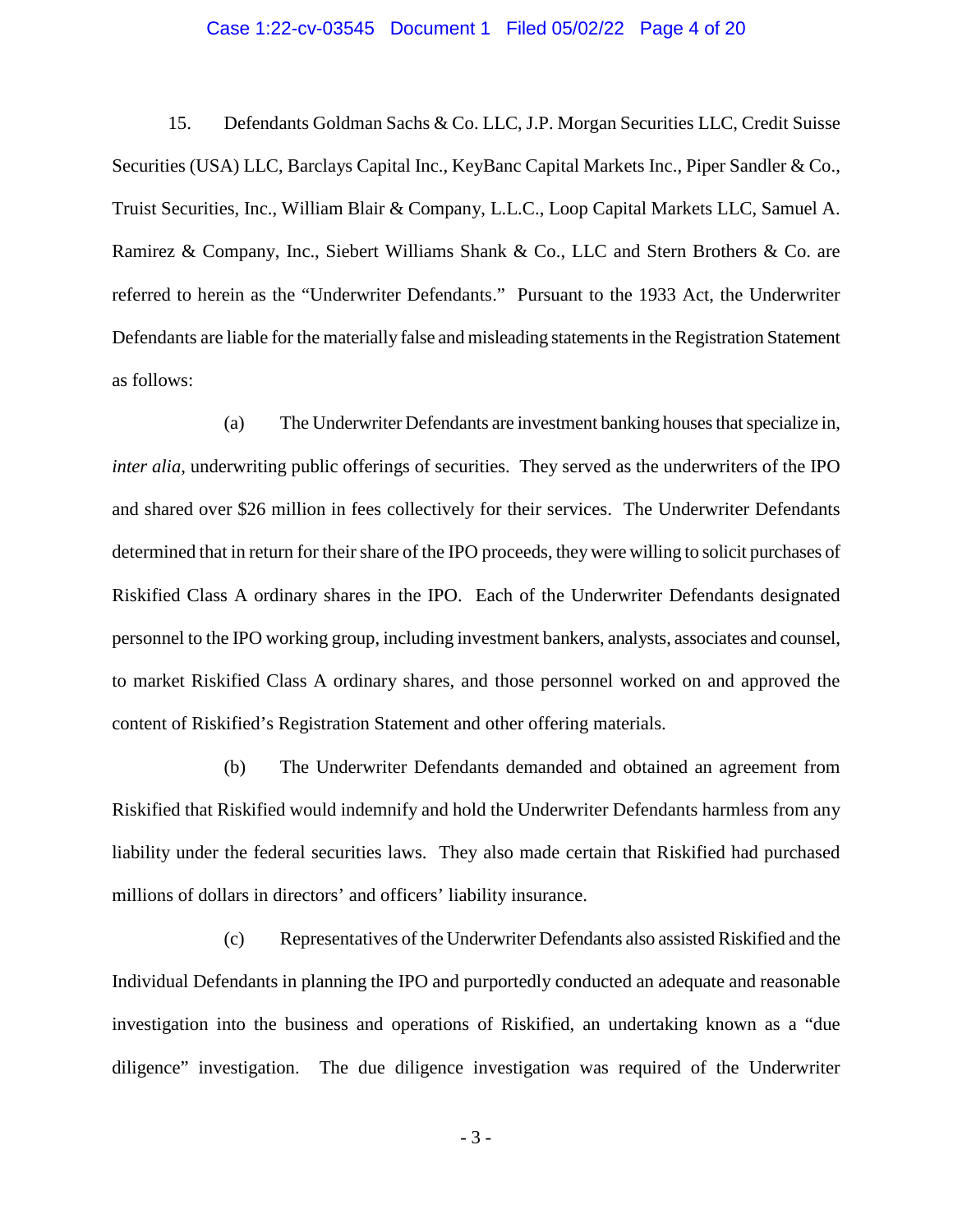15. Defendants Goldman Sachs & Co. LLC, J.P. Morgan Securities LLC, Credit Suisse Securities (USA) LLC, Barclays Capital Inc., KeyBanc Capital Markets Inc., Piper Sandler & Co., Truist Securities, Inc., William Blair & Company, L.L.C., Loop Capital Markets LLC, Samuel A. Ramirez & Company, Inc., Siebert Williams Shank & Co., LLC and Stern Brothers & Co. are referred to herein as the "Underwriter Defendants." Pursuant to the 1933 Act, the Underwriter Defendants are liable for the materially false and misleading statements in the Registration Statement as follows:

(a) The Underwriter Defendants are investment banking houses that specialize in, *inter alia*, underwriting public offerings of securities. They served as the underwriters of the IPO and shared over $26 million in fees collectively for their services. The Underwriter Defendants determined that in return for their share of the IPO proceeds, they were willing to solicit purchases of Riskified Class A ordinary shares in the IPO. Each of the Underwriter Defendants designated personnel to the IPO working group, including investment bankers, analysts, associates and counsel, to market Riskified Class A ordinary shares, and those personnel worked on and approved the content of Riskified's Registration Statement and other offering materials.

(b) The Underwriter Defendants demanded and obtained an agreement from Riskified that Riskified would indemnify and hold the Underwriter Defendants harmless from any liability under the federal securities laws. They also made certain that Riskified had purchased millions of dollars in directors' and officers' liability insurance.

(c) Representatives of the Underwriter Defendants also assisted Riskified and the Individual Defendants in planning the IPO and purportedly conducted an adequate and reasonable investigation into the business and operations of Riskified, an undertaking known as a "due diligence" investigation. The due diligence investigation was required of the Underwriter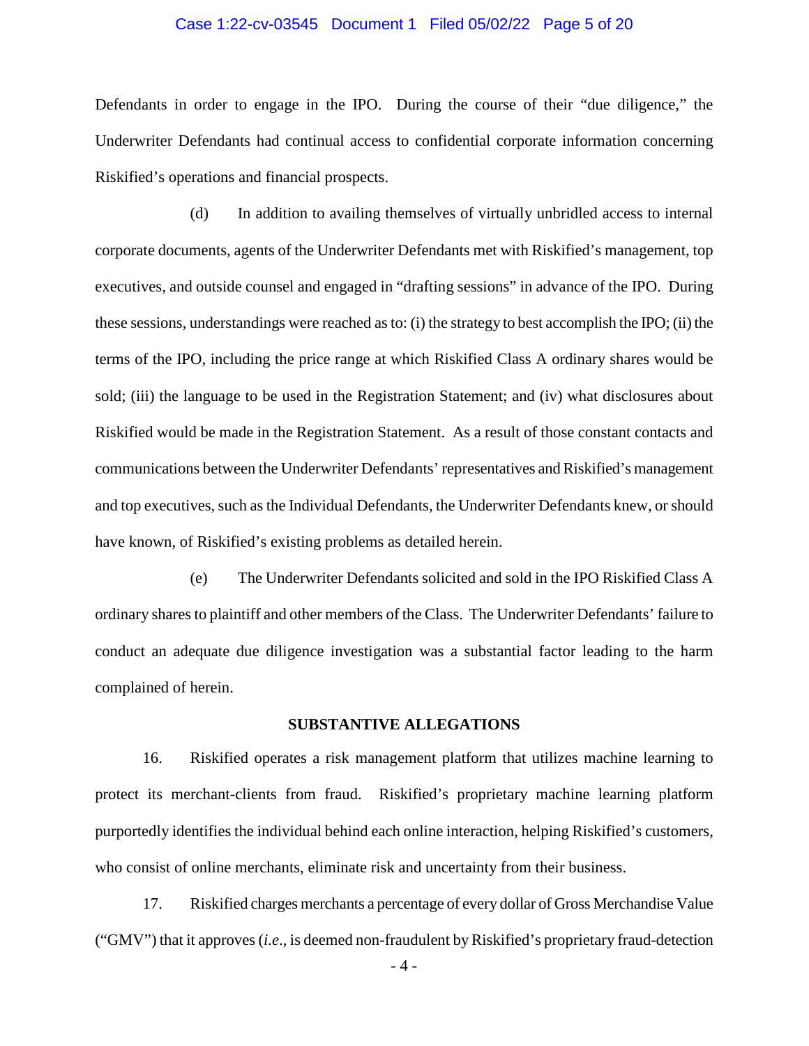Defendants in order to engage in the IPO. During the course of their "due diligence," the Underwriter Defendants had continual access to confidential corporate information concerning Riskified's operations and financial prospects.

(d) In addition to availing themselves of virtually unbridled access to internal corporate documents, agents of the Underwriter Defendants met with Riskified's management, top executives, and outside counsel and engaged in "drafting sessions" in advance of the IPO. During these sessions, understandings were reached as to: (i) the strategy to best accomplish the IPO; (ii) the terms of the IPO, including the price range at which Riskified Class A ordinary shares would be sold; (iii) the language to be used in the Registration Statement; and (iv) what disclosures about Riskified would be made in the Registration Statement. As a result of those constant contacts and communications between the Underwriter Defendants' representatives and Riskified's management and top executives, such as the Individual Defendants, the Underwriter Defendants knew, or should have known, of Riskified's existing problems as detailed herein.

(e) The Underwriter Defendants solicited and sold in the IPO Riskified Class A ordinary shares to plaintiff and other members of the Class. The Underwriter Defendants' failure to conduct an adequate due diligence investigation was a substantial factor leading to the harm complained of herein.

## SUBSTANTIVE ALLEGATIONS

16. Riskified operates a risk management platform that utilizes machine learning to protect its merchant-clients from fraud. Riskified's proprietary machine learning platform purportedly identifies the individual behind each online interaction, helping Riskified's customers, who consist of online merchants, eliminate risk and uncertainty from their business.

17. Riskified charges merchants a percentage of every dollar of Gross Merchandise Value ("GMV") that it approves (*i.e.*, is deemed non-fraudulent by Riskified's proprietary fraud-detection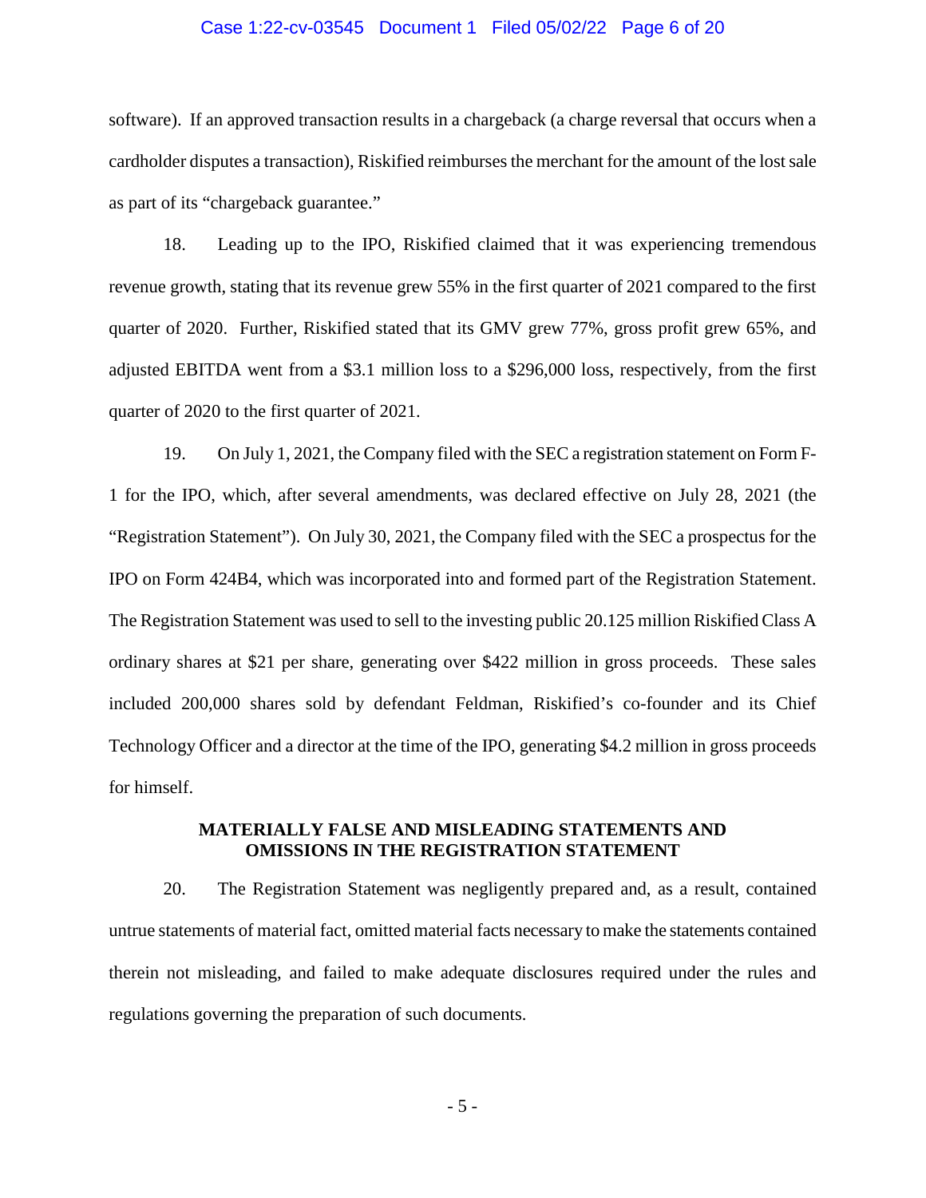software). If an approved transaction results in a chargeback (a charge reversal that occurs when a cardholder disputes a transaction), Riskified reimburses the merchant for the amount of the lost sale as part of its "chargeback guarantee."

18. Leading up to the IPO, Riskified claimed that it was experiencing tremendous revenue growth, stating that its revenue grew 55% in the first quarter of 2021 compared to the first quarter of 2020. Further, Riskified stated that its GMV grew 77%, gross profit grew 65%, and adjusted EBITDA went from a $3.1 million loss to a $296,000 loss, respectively, from the first quarter of 2020 to the first quarter of 2021.

19. On July 1, 2021, the Company filed with the SEC a registration statement on Form F-1 for the IPO, which, after several amendments, was declared effective on July 28, 2021 (the "Registration Statement"). On July 30, 2021, the Company filed with the SEC a prospectus for the IPO on Form 424B4, which was incorporated into and formed part of the Registration Statement. The Registration Statement was used to sell to the investing public 20.125 million Riskified Class A ordinary shares at $21 per share, generating over $422 million in gross proceeds. These sales included 200,000 shares sold by defendant Feldman, Riskified's co-founder and its Chief Technology Officer and a director at the time of the IPO, generating $4.2 million in gross proceeds for himself.

## MATERIALLY FALSE AND MISLEADING STATEMENTS AND OMISSIONS IN THE REGISTRATION STATEMENT

20. The Registration Statement was negligently prepared and, as a result, contained untrue statements of material fact, omitted material facts necessary to make the statements contained therein not misleading, and failed to make adequate disclosures required under the rules and regulations governing the preparation of such documents.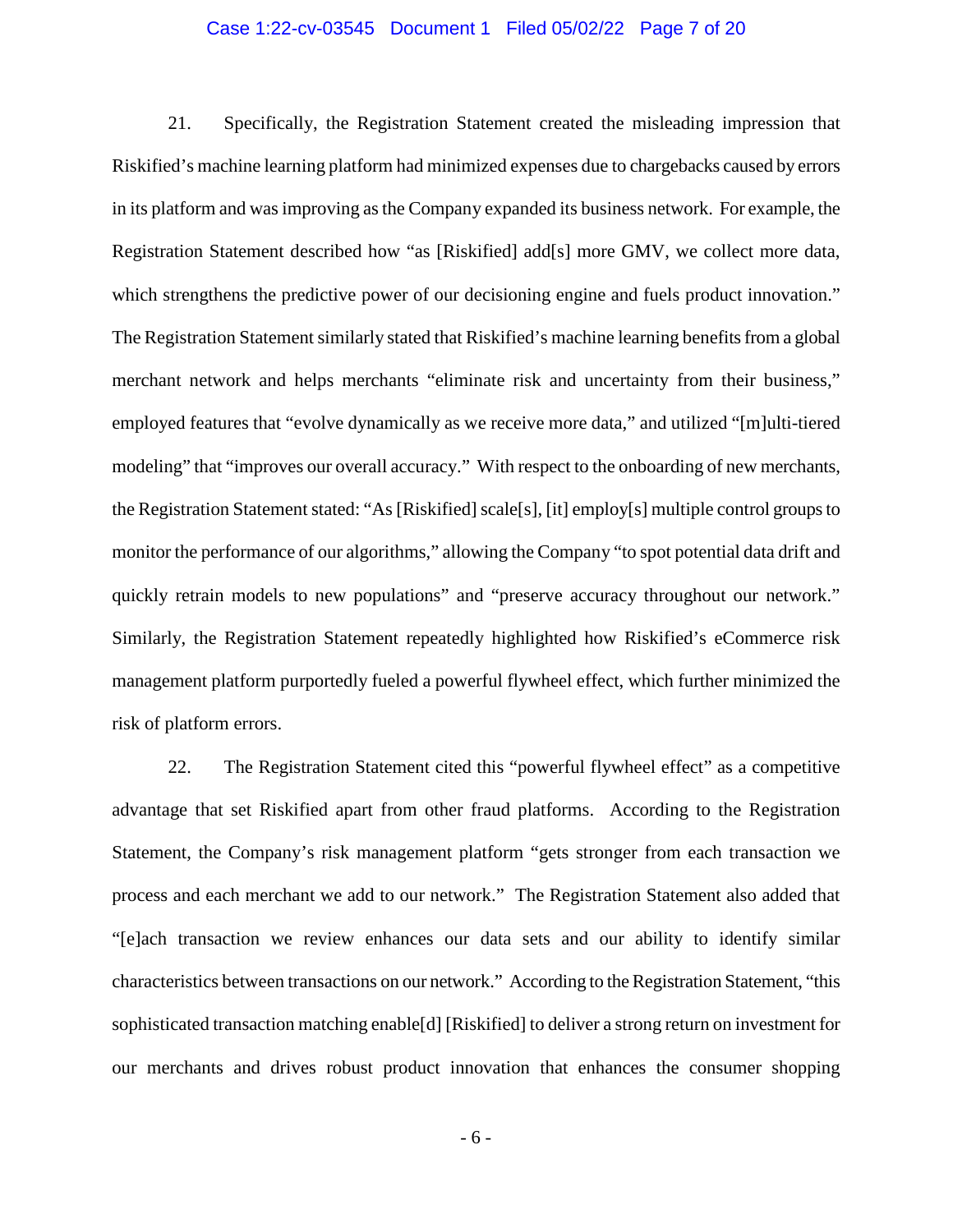21. Specifically, the Registration Statement created the misleading impression that Riskified's machine learning platform had minimized expenses due to chargebacks caused by errors in its platform and was improving as the Company expanded its business network. For example, the Registration Statement described how "as [Riskified] add[s] more GMV, we collect more data, which strengthens the predictive power of our decisioning engine and fuels product innovation." The Registration Statement similarly stated that Riskified's machine learning benefits from a global merchant network and helps merchants "eliminate risk and uncertainty from their business," employed features that "evolve dynamically as we receive more data," and utilized "[m]ulti-tiered modeling" that "improves our overall accuracy." With respect to the onboarding of new merchants, the Registration Statement stated: "As [Riskified] scale[s], [it] employ[s] multiple control groups to monitor the performance of our algorithms," allowing the Company "to spot potential data drift and quickly retrain models to new populations" and "preserve accuracy throughout our network." Similarly, the Registration Statement repeatedly highlighted how Riskified's eCommerce risk management platform purportedly fueled a powerful flywheel effect, which further minimized the risk of platform errors.

22. The Registration Statement cited this "powerful flywheel effect" as a competitive advantage that set Riskified apart from other fraud platforms. According to the Registration Statement, the Company's risk management platform "gets stronger from each transaction we process and each merchant we add to our network." The Registration Statement also added that "[e]ach transaction we review enhances our data sets and our ability to identify similar characteristics between transactions on our network." According to the Registration Statement, "this sophisticated transaction matching enable[d] [Riskified] to deliver a strong return on investment for our merchants and drives robust product innovation that enhances the consumer shopping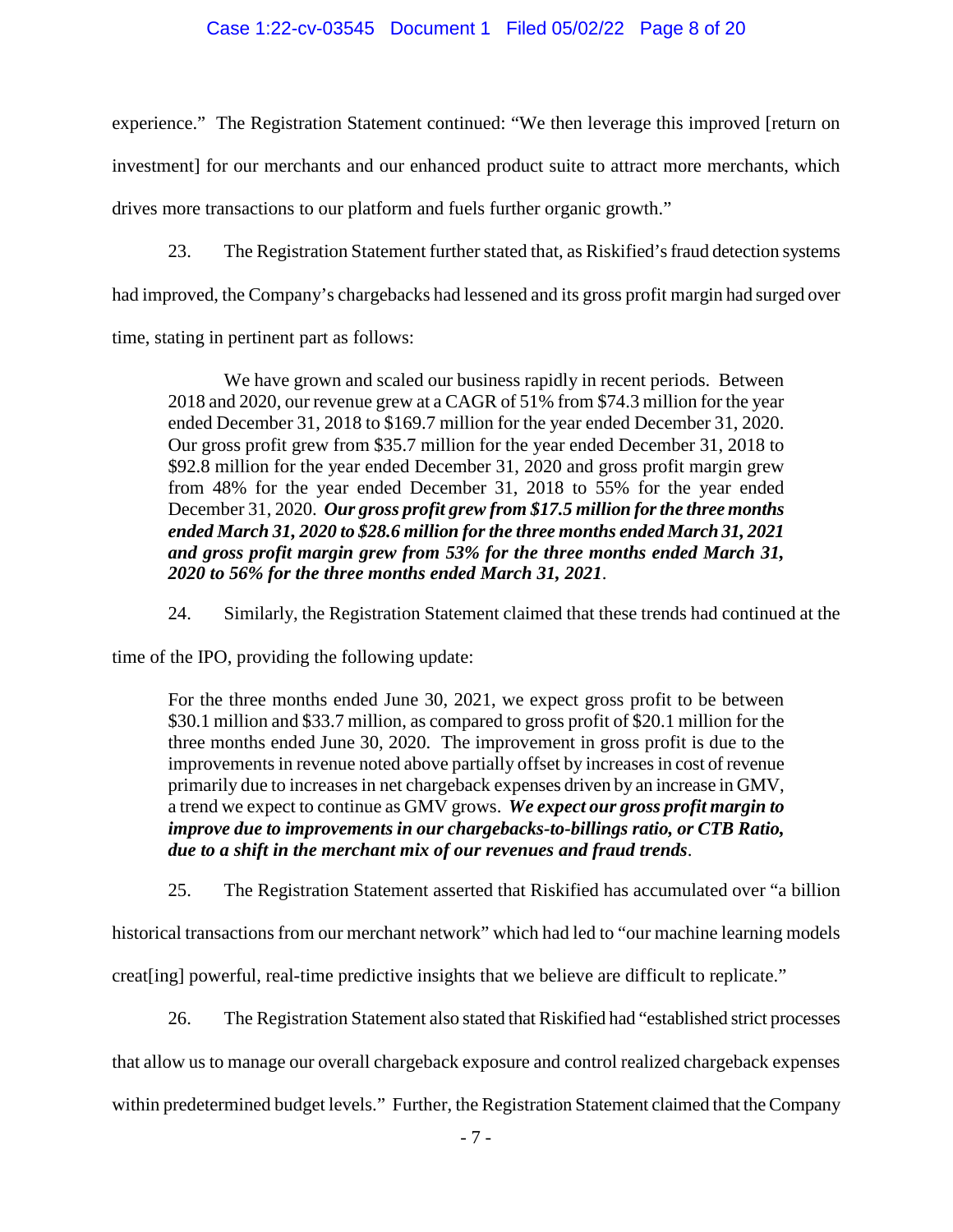experience." The Registration Statement continued: "We then leverage this improved [return on investment] for our merchants and our enhanced product suite to attract more merchants, which drives more transactions to our platform and fuels further organic growth."

23. The Registration Statement further stated that, as Riskified's fraud detection systems had improved, the Company's chargebacks had lessened and its gross profit margin had surged over time, stating in pertinent part as follows:

> We have grown and scaled our business rapidly in recent periods. Between 2018 and 2020, our revenue grew at a CAGR of 51% from $74.3 million for the year ended December 31, 2018 to $169.7 million for the year ended December 31, 2020. Our gross profit grew from $35.7 million for the year ended December 31, 2018 to $92.8 million for the year ended December 31, 2020 and gross profit margin grew from 48% for the year ended December 31, 2018 to 55% for the year ended December 31, 2020. ***Our gross profit grew from $17.5 million for the three months ended March 31, 2020 to $28.6 million for the three months ended March 31, 2021 and gross profit margin grew from 53% for the three months ended March 31, 2020 to 56% for the three months ended March 31, 2021***.

24. Similarly, the Registration Statement claimed that these trends had continued at the time of the IPO, providing the following update:

> For the three months ended June 30, 2021, we expect gross profit to be between $30.1 million and $33.7 million, as compared to gross profit of $20.1 million for the three months ended June 30, 2020. The improvement in gross profit is due to the improvements in revenue noted above partially offset by increases in cost of revenue primarily due to increases in net chargeback expenses driven by an increase in GMV, a trend we expect to continue as GMV grows. ***We expect our gross profit margin to improve due to improvements in our chargebacks-to-billings ratio, or CTB Ratio, due to a shift in the merchant mix of our revenues and fraud trends***.

25. The Registration Statement asserted that Riskified has accumulated over "a billion historical transactions from our merchant network" which had led to "our machine learning models creat[ing] powerful, real-time predictive insights that we believe are difficult to replicate."

26. The Registration Statement also stated that Riskified had "established strict processes that allow us to manage our overall chargeback exposure and control realized chargeback expenses within predetermined budget levels." Further, the Registration Statement claimed that the Company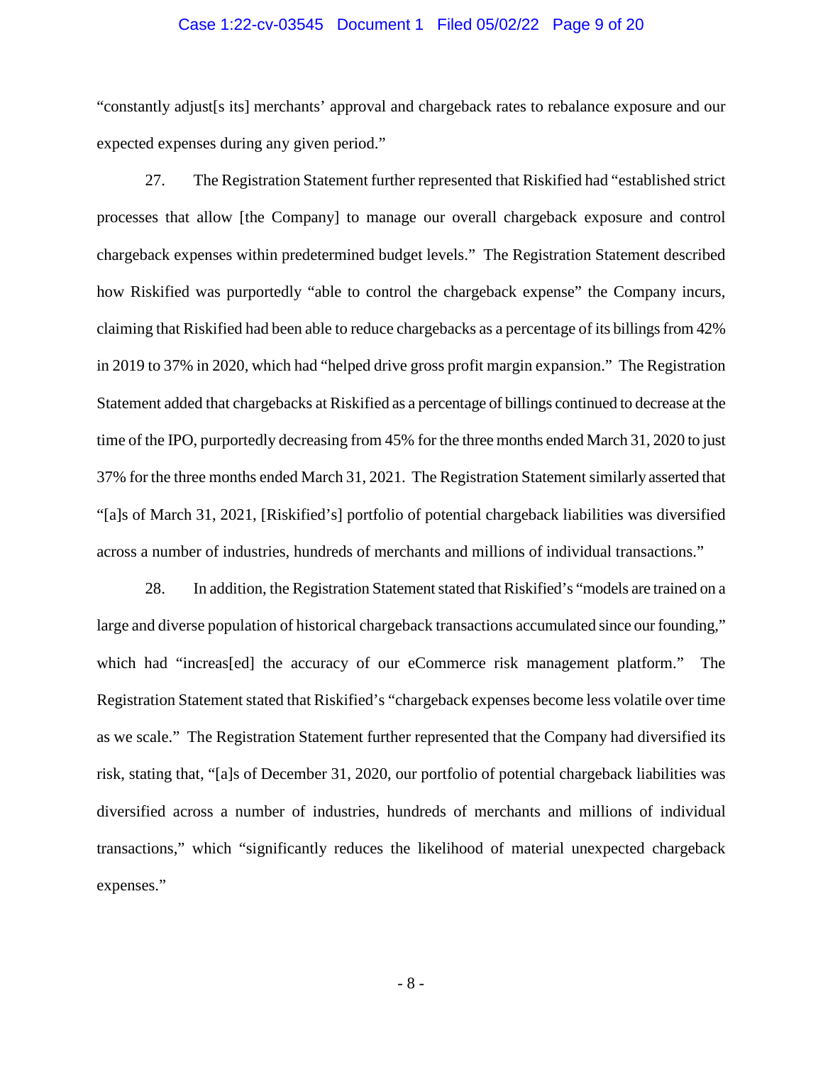"constantly adjust[s its] merchants' approval and chargeback rates to rebalance exposure and our expected expenses during any given period."

27. The Registration Statement further represented that Riskified had "established strict processes that allow [the Company] to manage our overall chargeback exposure and control chargeback expenses within predetermined budget levels." The Registration Statement described how Riskified was purportedly "able to control the chargeback expense" the Company incurs, claiming that Riskified had been able to reduce chargebacks as a percentage of its billings from 42% in 2019 to 37% in 2020, which had "helped drive gross profit margin expansion." The Registration Statement added that chargebacks at Riskified as a percentage of billings continued to decrease at the time of the IPO, purportedly decreasing from 45% for the three months ended March 31, 2020 to just 37% for the three months ended March 31, 2021. The Registration Statement similarly asserted that "[a]s of March 31, 2021, [Riskified's] portfolio of potential chargeback liabilities was diversified across a number of industries, hundreds of merchants and millions of individual transactions."

28. In addition, the Registration Statement stated that Riskified's "models are trained on a large and diverse population of historical chargeback transactions accumulated since our founding," which had "increas[ed] the accuracy of our eCommerce risk management platform." The Registration Statement stated that Riskified's "chargeback expenses become less volatile over time as we scale." The Registration Statement further represented that the Company had diversified its risk, stating that, "[a]s of December 31, 2020, our portfolio of potential chargeback liabilities was diversified across a number of industries, hundreds of merchants and millions of individual transactions," which "significantly reduces the likelihood of material unexpected chargeback expenses."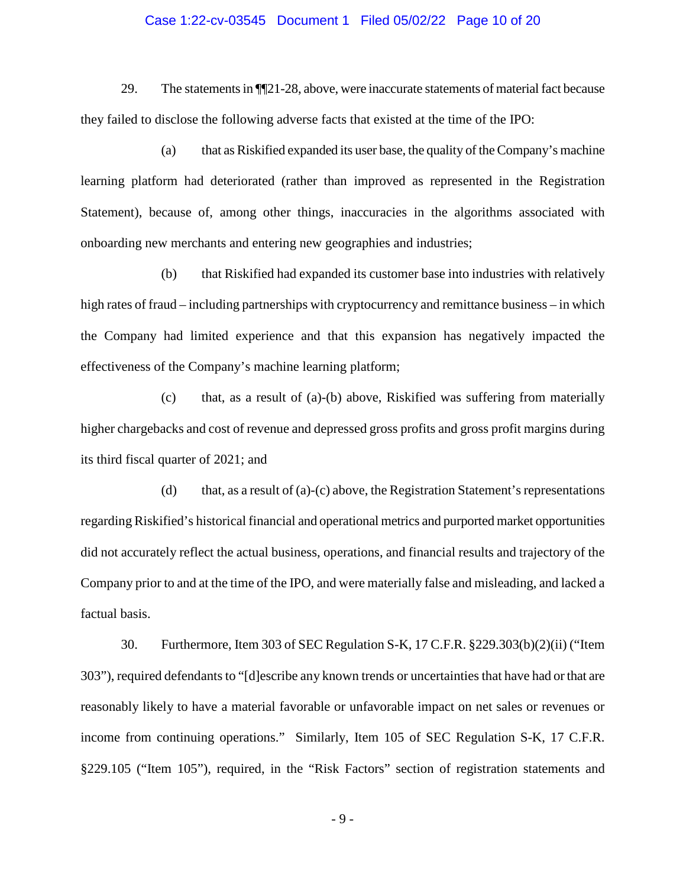29. The statements in ¶¶21-28, above, were inaccurate statements of material fact because they failed to disclose the following adverse facts that existed at the time of the IPO:

(a) that as Riskified expanded its user base, the quality of the Company's machine learning platform had deteriorated (rather than improved as represented in the Registration Statement), because of, among other things, inaccuracies in the algorithms associated with onboarding new merchants and entering new geographies and industries;

(b) that Riskified had expanded its customer base into industries with relatively high rates of fraud – including partnerships with cryptocurrency and remittance business – in which the Company had limited experience and that this expansion has negatively impacted the effectiveness of the Company's machine learning platform;

(c) that, as a result of (a)-(b) above, Riskified was suffering from materially higher chargebacks and cost of revenue and depressed gross profits and gross profit margins during its third fiscal quarter of 2021; and

(d) that, as a result of (a)-(c) above, the Registration Statement's representations regarding Riskified's historical financial and operational metrics and purported market opportunities did not accurately reflect the actual business, operations, and financial results and trajectory of the Company prior to and at the time of the IPO, and were materially false and misleading, and lacked a factual basis.

30. Furthermore, Item 303 of SEC Regulation S-K, 17 C.F.R. §229.303(b)(2)(ii) ("Item 303"), required defendants to "[d]escribe any known trends or uncertainties that have had or that are reasonably likely to have a material favorable or unfavorable impact on net sales or revenues or income from continuing operations." Similarly, Item 105 of SEC Regulation S-K, 17 C.F.R. §229.105 ("Item 105"), required, in the "Risk Factors" section of registration statements and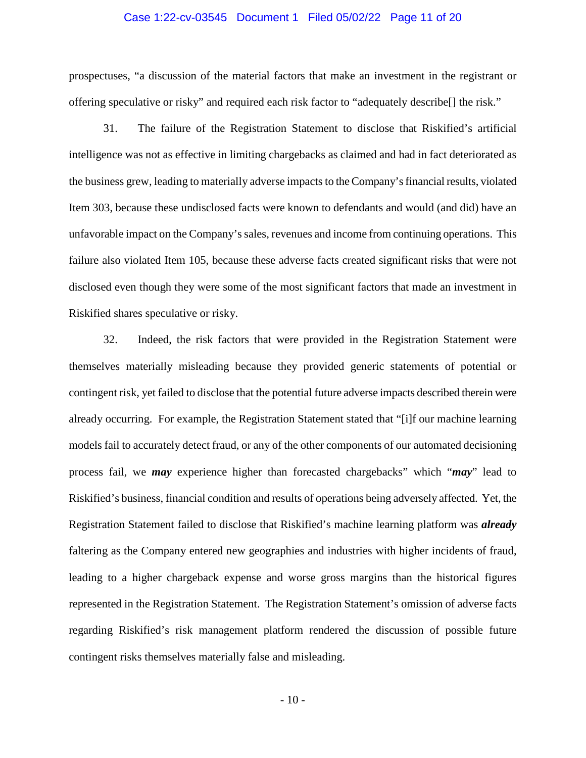prospectuses, "a discussion of the material factors that make an investment in the registrant or offering speculative or risky" and required each risk factor to "adequately describe[] the risk."

31. The failure of the Registration Statement to disclose that Riskified's artificial intelligence was not as effective in limiting chargebacks as claimed and had in fact deteriorated as the business grew, leading to materially adverse impacts to the Company's financial results, violated Item 303, because these undisclosed facts were known to defendants and would (and did) have an unfavorable impact on the Company's sales, revenues and income from continuing operations. This failure also violated Item 105, because these adverse facts created significant risks that were not disclosed even though they were some of the most significant factors that made an investment in Riskified shares speculative or risky.

32. Indeed, the risk factors that were provided in the Registration Statement were themselves materially misleading because they provided generic statements of potential or contingent risk, yet failed to disclose that the potential future adverse impacts described therein were already occurring. For example, the Registration Statement stated that "[i]f our machine learning models fail to accurately detect fraud, or any of the other components of our automated decisioning process fail, we ***may*** experience higher than forecasted chargebacks" which "***may***" lead to Riskified's business, financial condition and results of operations being adversely affected. Yet, the Registration Statement failed to disclose that Riskified's machine learning platform was ***already*** faltering as the Company entered new geographies and industries with higher incidents of fraud, leading to a higher chargeback expense and worse gross margins than the historical figures represented in the Registration Statement. The Registration Statement's omission of adverse facts regarding Riskified's risk management platform rendered the discussion of possible future contingent risks themselves materially false and misleading.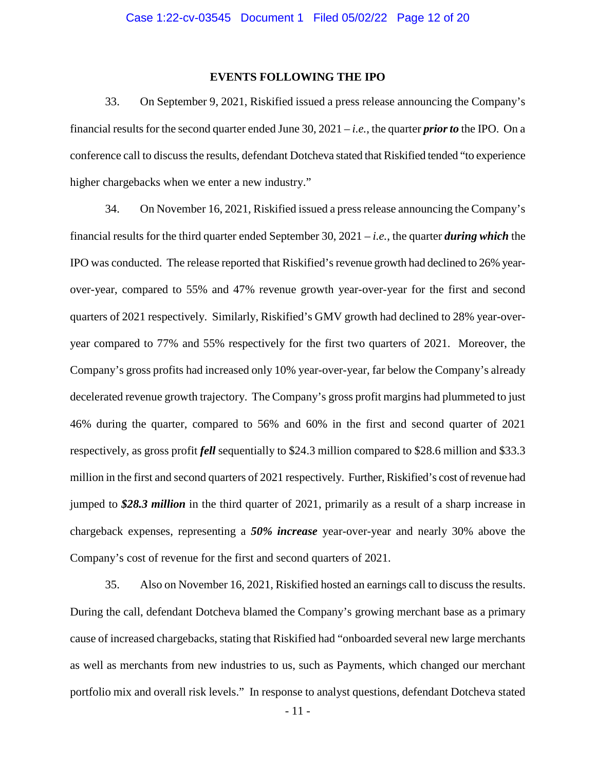## EVENTS FOLLOWING THE IPO

33. On September 9, 2021, Riskified issued a press release announcing the Company's financial results for the second quarter ended June 30, 2021 – *i.e.*, the quarter ***prior to*** the IPO. On a conference call to discuss the results, defendant Dotcheva stated that Riskified tended "to experience higher chargebacks when we enter a new industry."

34. On November 16, 2021, Riskified issued a press release announcing the Company's financial results for the third quarter ended September 30, 2021 – *i.e.*, the quarter ***during which*** the IPO was conducted. The release reported that Riskified's revenue growth had declined to 26% year-over-year, compared to 55% and 47% revenue growth year-over-year for the first and second quarters of 2021 respectively. Similarly, Riskified's GMV growth had declined to 28% year-over-year compared to 77% and 55% respectively for the first two quarters of 2021. Moreover, the Company's gross profits had increased only 10% year-over-year, far below the Company's already decelerated revenue growth trajectory. The Company's gross profit margins had plummeted to just 46% during the quarter, compared to 56% and 60% in the first and second quarter of 2021 respectively, as gross profit ***fell*** sequentially to \$24.3 million compared to \$28.6 million and \$33.3 million in the first and second quarters of 2021 respectively. Further, Riskified's cost of revenue had jumped to ***\$28.3 million*** in the third quarter of 2021, primarily as a result of a sharp increase in chargeback expenses, representing a ***50% increase*** year-over-year and nearly 30% above the Company's cost of revenue for the first and second quarters of 2021.

35. Also on November 16, 2021, Riskified hosted an earnings call to discuss the results. During the call, defendant Dotcheva blamed the Company's growing merchant base as a primary cause of increased chargebacks, stating that Riskified had "onboarded several new large merchants as well as merchants from new industries to us, such as Payments, which changed our merchant portfolio mix and overall risk levels." In response to analyst questions, defendant Dotcheva stated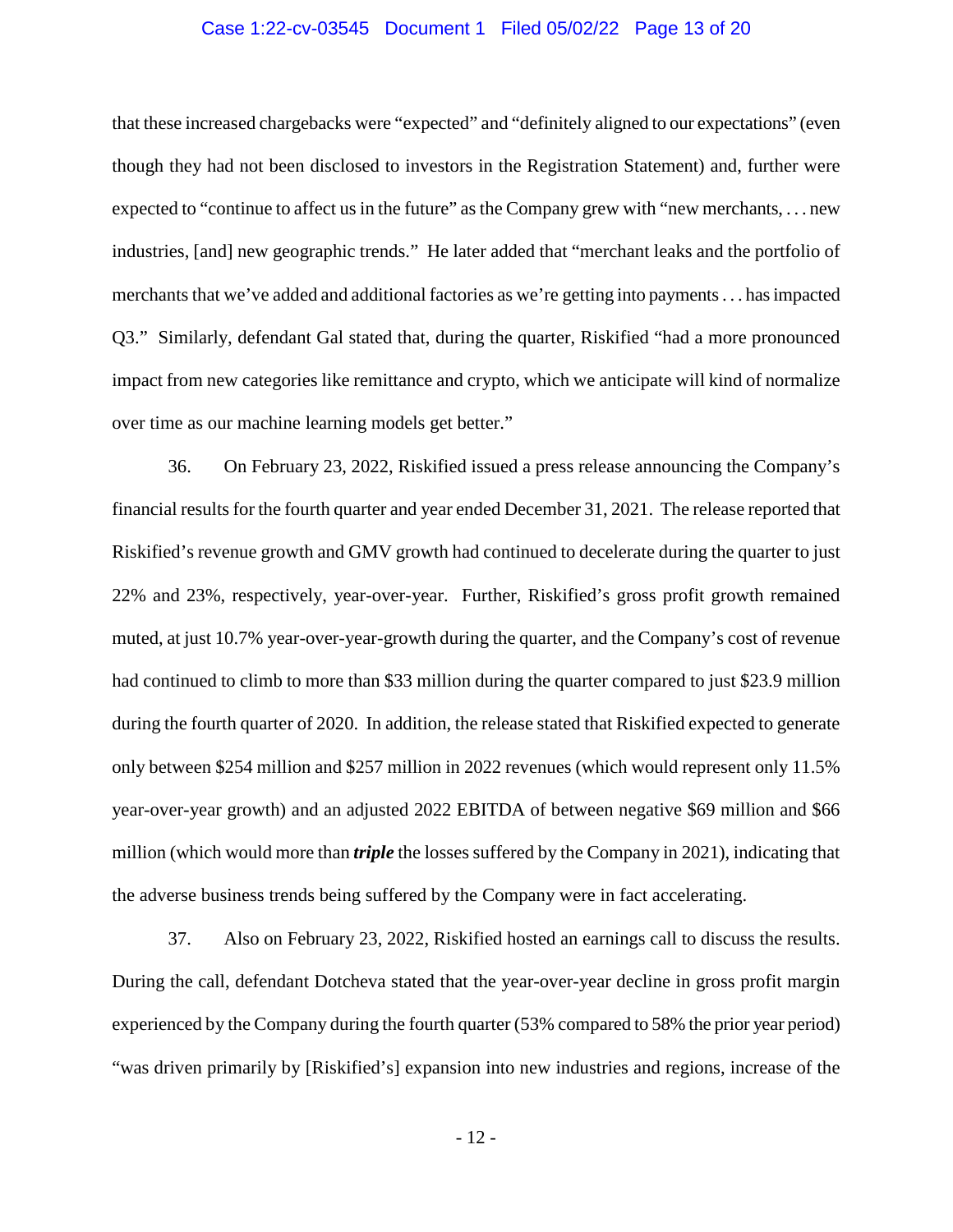that these increased chargebacks were "expected" and "definitely aligned to our expectations" (even though they had not been disclosed to investors in the Registration Statement) and, further were expected to "continue to affect us in the future" as the Company grew with "new merchants, . . . new industries, [and] new geographic trends." He later added that "merchant leaks and the portfolio of merchants that we've added and additional factories as we're getting into payments . . . has impacted Q3." Similarly, defendant Gal stated that, during the quarter, Riskified "had a more pronounced impact from new categories like remittance and crypto, which we anticipate will kind of normalize over time as our machine learning models get better."

36. On February 23, 2022, Riskified issued a press release announcing the Company's financial results for the fourth quarter and year ended December 31, 2021. The release reported that Riskified's revenue growth and GMV growth had continued to decelerate during the quarter to just 22% and 23%, respectively, year-over-year. Further, Riskified's gross profit growth remained muted, at just 10.7% year-over-year-growth during the quarter, and the Company's cost of revenue had continued to climb to more than $33 million during the quarter compared to just $23.9 million during the fourth quarter of 2020. In addition, the release stated that Riskified expected to generate only between $254 million and $257 million in 2022 revenues (which would represent only 11.5% year-over-year growth) and an adjusted 2022 EBITDA of between negative $69 million and $66 million (which would more than ***triple*** the losses suffered by the Company in 2021), indicating that the adverse business trends being suffered by the Company were in fact accelerating.

37. Also on February 23, 2022, Riskified hosted an earnings call to discuss the results. During the call, defendant Dotcheva stated that the year-over-year decline in gross profit margin experienced by the Company during the fourth quarter (53% compared to 58% the prior year period) "was driven primarily by [Riskified's] expansion into new industries and regions, increase of the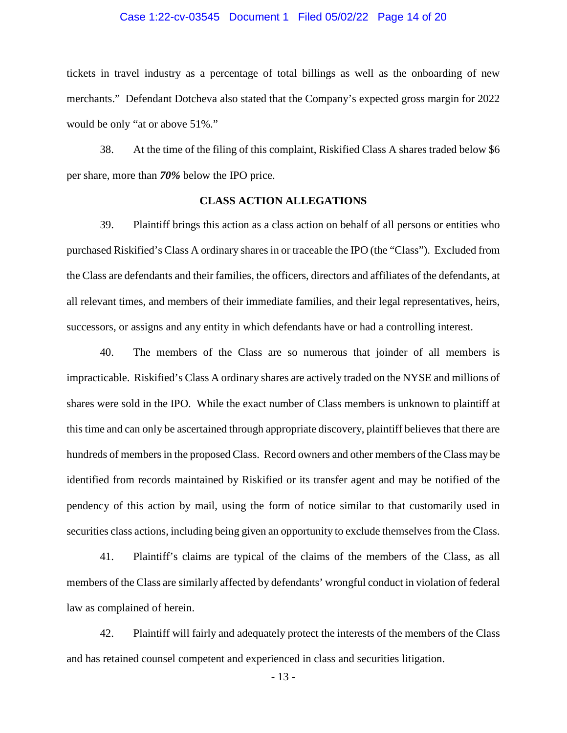tickets in travel industry as a percentage of total billings as well as the onboarding of new merchants." Defendant Dotcheva also stated that the Company's expected gross margin for 2022 would be only "at or above 51%."

38. At the time of the filing of this complaint, Riskified Class A shares traded below $6 per share, more than ***70%*** below the IPO price.

**CLASS ACTION ALLEGATIONS**

39. Plaintiff brings this action as a class action on behalf of all persons or entities who purchased Riskified's Class A ordinary shares in or traceable the IPO (the "Class"). Excluded from the Class are defendants and their families, the officers, directors and affiliates of the defendants, at all relevant times, and members of their immediate families, and their legal representatives, heirs, successors, or assigns and any entity in which defendants have or had a controlling interest.

40. The members of the Class are so numerous that joinder of all members is impracticable. Riskified's Class A ordinary shares are actively traded on the NYSE and millions of shares were sold in the IPO. While the exact number of Class members is unknown to plaintiff at this time and can only be ascertained through appropriate discovery, plaintiff believes that there are hundreds of members in the proposed Class. Record owners and other members of the Class may be identified from records maintained by Riskified or its transfer agent and may be notified of the pendency of this action by mail, using the form of notice similar to that customarily used in securities class actions, including being given an opportunity to exclude themselves from the Class.

41. Plaintiff's claims are typical of the claims of the members of the Class, as all members of the Class are similarly affected by defendants' wrongful conduct in violation of federal law as complained of herein.

42. Plaintiff will fairly and adequately protect the interests of the members of the Class and has retained counsel competent and experienced in class and securities litigation.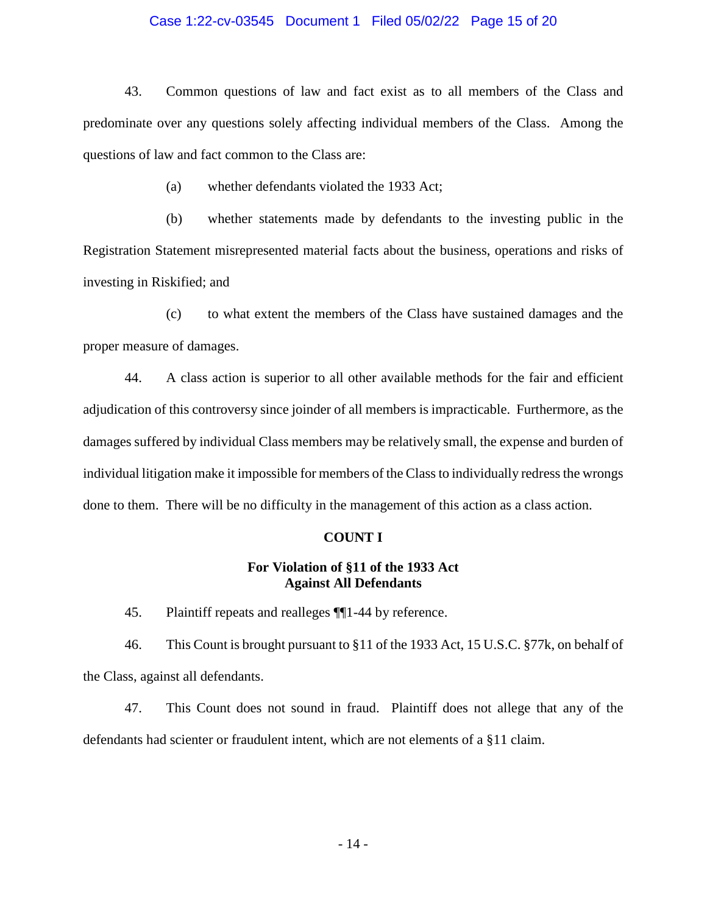43. Common questions of law and fact exist as to all members of the Class and predominate over any questions solely affecting individual members of the Class. Among the questions of law and fact common to the Class are:

(a) whether defendants violated the 1933 Act;

(b) whether statements made by defendants to the investing public in the Registration Statement misrepresented material facts about the business, operations and risks of investing in Riskified; and

(c) to what extent the members of the Class have sustained damages and the proper measure of damages.

44. A class action is superior to all other available methods for the fair and efficient adjudication of this controversy since joinder of all members is impracticable. Furthermore, as the damages suffered by individual Class members may be relatively small, the expense and burden of individual litigation make it impossible for members of the Class to individually redress the wrongs done to them. There will be no difficulty in the management of this action as a class action.

**COUNT I**

**For Violation of §11 of the 1933 Act**
**Against All Defendants**

45. Plaintiff repeats and realleges ¶¶1-44 by reference.

46. This Count is brought pursuant to §11 of the 1933 Act, 15 U.S.C. §77k, on behalf of the Class, against all defendants.

47. This Count does not sound in fraud. Plaintiff does not allege that any of the defendants had scienter or fraudulent intent, which are not elements of a §11 claim.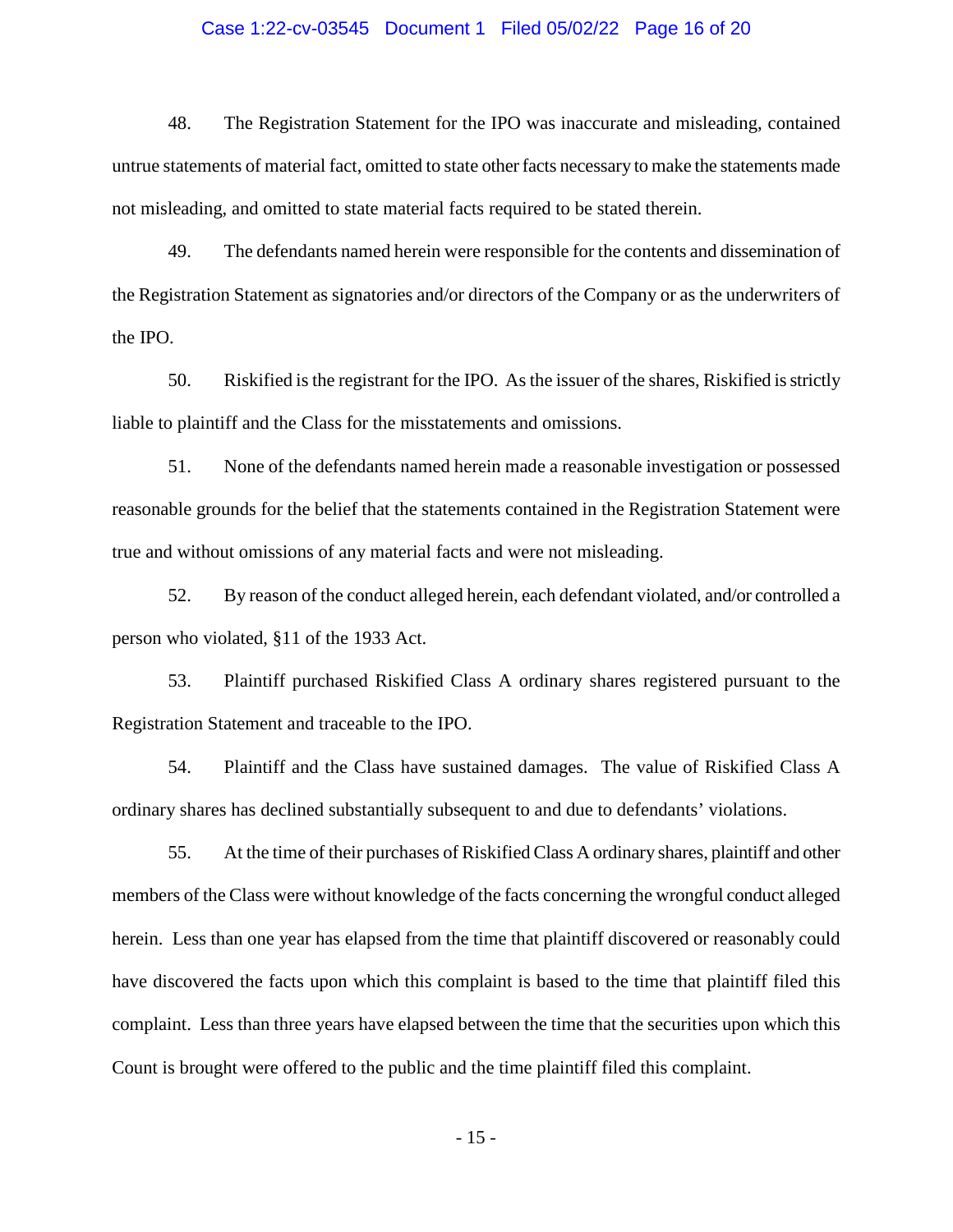48. The Registration Statement for the IPO was inaccurate and misleading, contained untrue statements of material fact, omitted to state other facts necessary to make the statements made not misleading, and omitted to state material facts required to be stated therein.

49. The defendants named herein were responsible for the contents and dissemination of the Registration Statement as signatories and/or directors of the Company or as the underwriters of the IPO.

50. Riskified is the registrant for the IPO. As the issuer of the shares, Riskified is strictly liable to plaintiff and the Class for the misstatements and omissions.

51. None of the defendants named herein made a reasonable investigation or possessed reasonable grounds for the belief that the statements contained in the Registration Statement were true and without omissions of any material facts and were not misleading.

52. By reason of the conduct alleged herein, each defendant violated, and/or controlled a person who violated, §11 of the 1933 Act.

53. Plaintiff purchased Riskified Class A ordinary shares registered pursuant to the Registration Statement and traceable to the IPO.

54. Plaintiff and the Class have sustained damages. The value of Riskified Class A ordinary shares has declined substantially subsequent to and due to defendants' violations.

55. At the time of their purchases of Riskified Class A ordinary shares, plaintiff and other members of the Class were without knowledge of the facts concerning the wrongful conduct alleged herein. Less than one year has elapsed from the time that plaintiff discovered or reasonably could have discovered the facts upon which this complaint is based to the time that plaintiff filed this complaint. Less than three years have elapsed between the time that the securities upon which this Count is brought were offered to the public and the time plaintiff filed this complaint.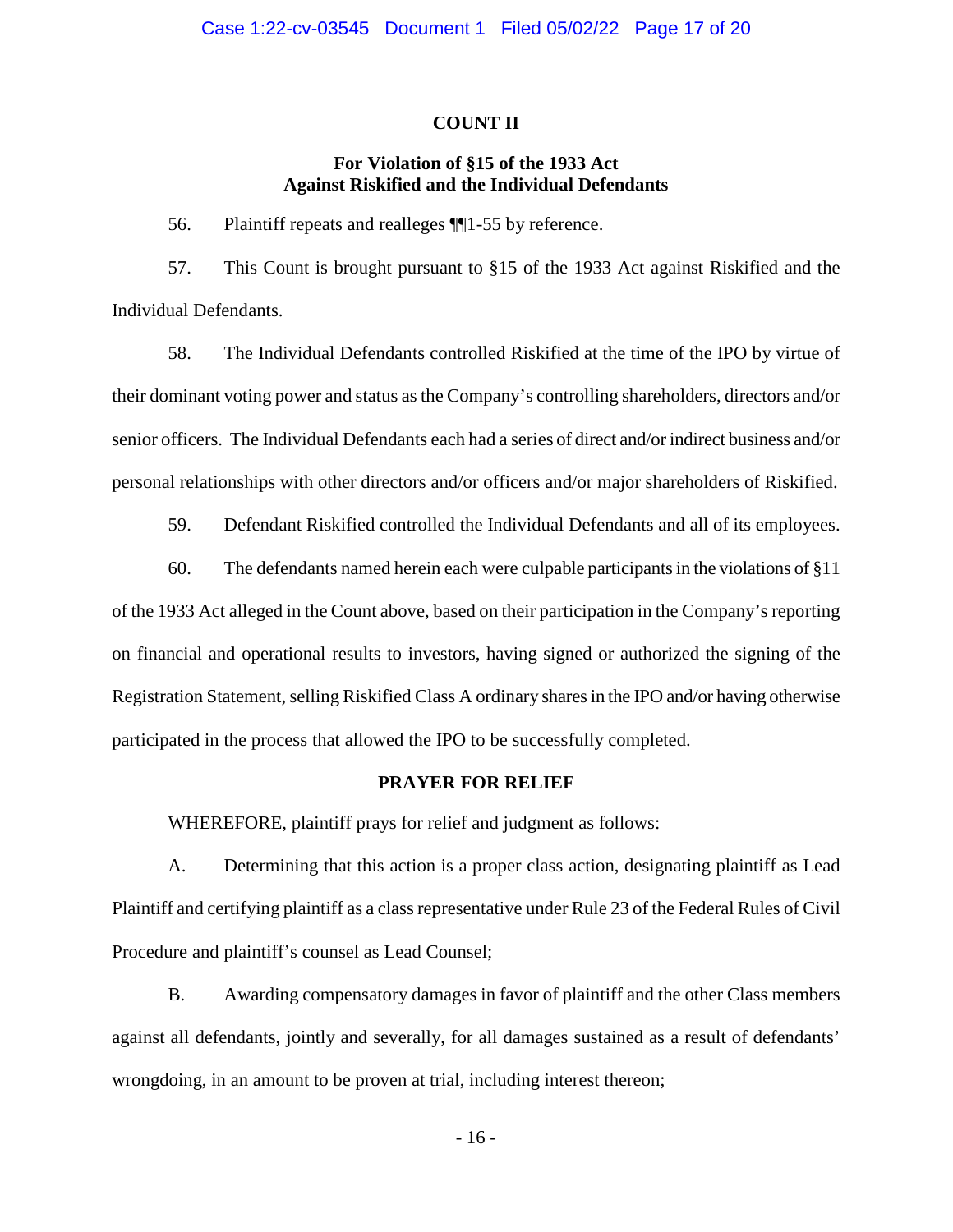**COUNT II**

**For Violation of §15 of the 1933 Act Against Riskified and the Individual Defendants**

56. Plaintiff repeats and realleges ¶¶1-55 by reference.

57. This Count is brought pursuant to §15 of the 1933 Act against Riskified and the Individual Defendants.

58. The Individual Defendants controlled Riskified at the time of the IPO by virtue of their dominant voting power and status as the Company's controlling shareholders, directors and/or senior officers. The Individual Defendants each had a series of direct and/or indirect business and/or personal relationships with other directors and/or officers and/or major shareholders of Riskified.

59. Defendant Riskified controlled the Individual Defendants and all of its employees.

60. The defendants named herein each were culpable participants in the violations of §11 of the 1933 Act alleged in the Count above, based on their participation in the Company's reporting on financial and operational results to investors, having signed or authorized the signing of the Registration Statement, selling Riskified Class A ordinary shares in the IPO and/or having otherwise participated in the process that allowed the IPO to be successfully completed.

**PRAYER FOR RELIEF**

WHEREFORE, plaintiff prays for relief and judgment as follows:

A. Determining that this action is a proper class action, designating plaintiff as Lead Plaintiff and certifying plaintiff as a class representative under Rule 23 of the Federal Rules of Civil Procedure and plaintiff's counsel as Lead Counsel;

B. Awarding compensatory damages in favor of plaintiff and the other Class members against all defendants, jointly and severally, for all damages sustained as a result of defendants' wrongdoing, in an amount to be proven at trial, including interest thereon;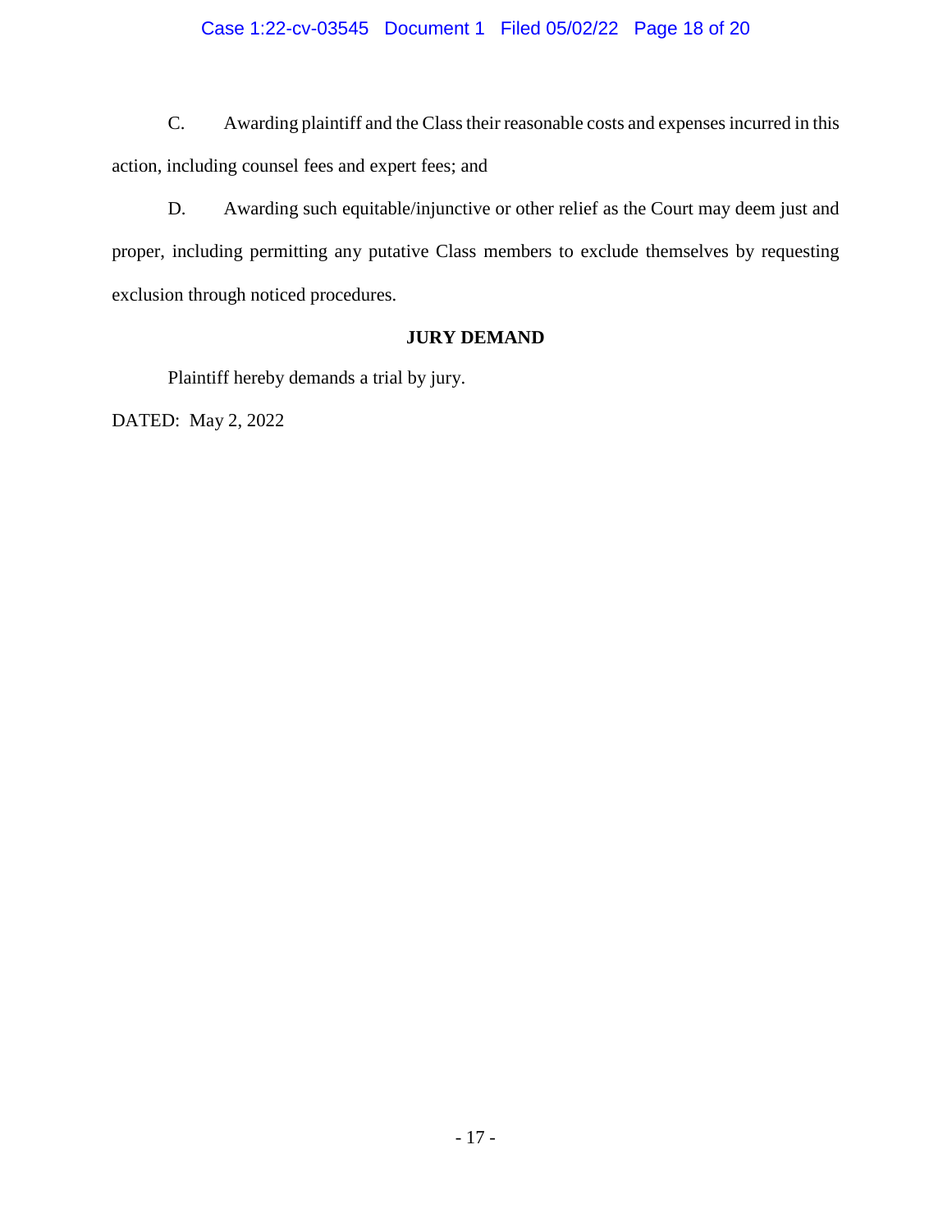C. Awarding plaintiff and the Class their reasonable costs and expenses incurred in this action, including counsel fees and expert fees; and

D. Awarding such equitable/injunctive or other relief as the Court may deem just and proper, including permitting any putative Class members to exclude themselves by requesting exclusion through noticed procedures.

**JURY DEMAND**

Plaintiff hereby demands a trial by jury.

DATED: May 2, 2022